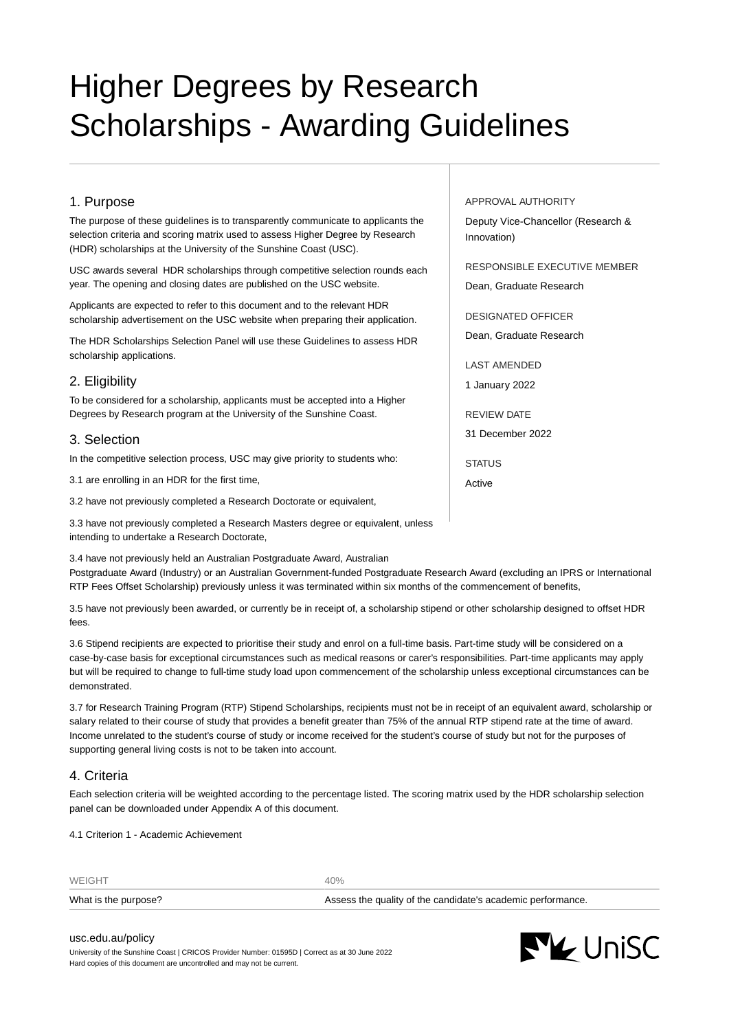# Higher Degrees by Research Scholarships - Awarding Guidelines

| | |
|---|---|
| APPROVAL AUTHORITY | Deputy Vice-Chancellor (Research & Innovation) |
| RESPONSIBLE EXECUTIVE MEMBER | Dean, Graduate Research |
| DESIGNATED OFFICER | Dean, Graduate Research |
| LAST AMENDED | 1 January 2022 |
| REVIEW DATE | 31 December 2022 |
| STATUS | Active |

## 1. Purpose

The purpose of these guidelines is to transparently communicate to applicants the selection criteria and scoring matrix used to assess Higher Degree by Research (HDR) scholarships at the University of the Sunshine Coast (USC).

USC awards several HDR scholarships through competitive selection rounds each year. The opening and closing dates are published on the USC website.

Applicants are expected to refer to this document and to the relevant HDR scholarship advertisement on the USC website when preparing their application.

The HDR Scholarships Selection Panel will use these Guidelines to assess HDR scholarship applications.

## 2. Eligibility

To be considered for a scholarship, applicants must be accepted into a Higher Degrees by Research program at the University of the Sunshine Coast.

## 3. Selection

In the competitive selection process, USC may give priority to students who:

3.1 are enrolling in an HDR for the first time,

3.2 have not previously completed a Research Doctorate or equivalent,

3.3 have not previously completed a Research Masters degree or equivalent, unless intending to undertake a Research Doctorate,

3.4 have not previously held an Australian Postgraduate Award, Australian Postgraduate Award (Industry) or an Australian Government-funded Postgraduate Research Award (excluding an IPRS or International RTP Fees Offset Scholarship) previously unless it was terminated within six months of the commencement of benefits,

3.5 have not previously been awarded, or currently be in receipt of, a scholarship stipend or other scholarship designed to offset HDR fees.

3.6 Stipend recipients are expected to prioritise their study and enrol on a full-time basis. Part-time study will be considered on a case-by-case basis for exceptional circumstances such as medical reasons or carer's responsibilities. Part-time applicants may apply but will be required to change to full-time study load upon commencement of the scholarship unless exceptional circumstances can be demonstrated.

3.7 for Research Training Program (RTP) Stipend Scholarships, recipients must not be in receipt of an equivalent award, scholarship or salary related to their course of study that provides a benefit greater than 75% of the annual RTP stipend rate at the time of award. Income unrelated to the student's course of study or income received for the student's course of study but not for the purposes of supporting general living costs is not to be taken into account.

## 4. Criteria

Each selection criteria will be weighted according to the percentage listed. The scoring matrix used by the HDR scholarship selection panel can be downloaded under Appendix A of this document.

4.1 Criterion 1 - Academic Achievement

| WEIGHT | 40% |
|---|---|
| What is the purpose? | Assess the quality of the candidate's academic performance. |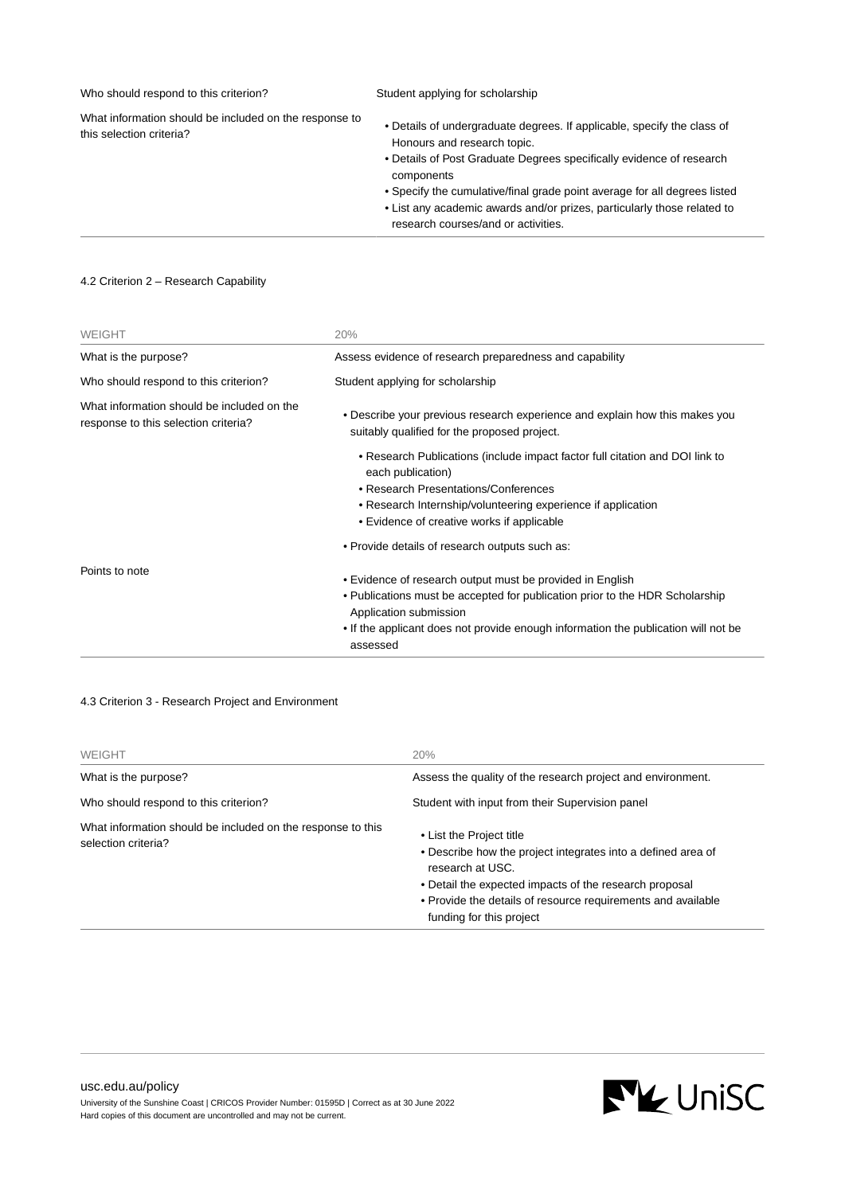| | |
|---|---|
| Who should respond to this criterion? | Student applying for scholarship |
| What information should be included on the response to this selection criteria? | • Details of undergraduate degrees. If applicable, specify the class of Honours and research topic.<br>• Details of Post Graduate Degrees specifically evidence of research components<br>• Specify the cumulative/final grade point average for all degrees listed<br>• List any academic awards and/or prizes, particularly those related to research courses/and or activities. |

4.2 Criterion 2 – Research Capability

| WEIGHT | 20% |
|---|---|
| What is the purpose? | Assess evidence of research preparedness and capability |
| Who should respond to this criterion? | Student applying for scholarship |
| What information should be included on the response to this selection criteria? | • Describe your previous research experience and explain how this makes you suitably qualified for the proposed project.<br>• Research Publications (include impact factor full citation and DOI link to each publication)<br>• Research Presentations/Conferences<br>• Research Internship/volunteering experience if application<br>• Evidence of creative works if applicable<br>• Provide details of research outputs such as: |
| Points to note | • Evidence of research output must be provided in English<br>• Publications must be accepted for publication prior to the HDR Scholarship Application submission<br>• If the applicant does not provide enough information the publication will not be assessed |

4.3 Criterion 3 - Research Project and Environment

| WEIGHT | 20% |
|---|---|
| What is the purpose? | Assess the quality of the research project and environment. |
| Who should respond to this criterion? | Student with input from their Supervision panel |
| What information should be included on the response to this selection criteria? | • List the Project title<br>• Describe how the project integrates into a defined area of research at USC.<br>• Detail the expected impacts of the research proposal<br>• Provide the details of resource requirements and available funding for this project |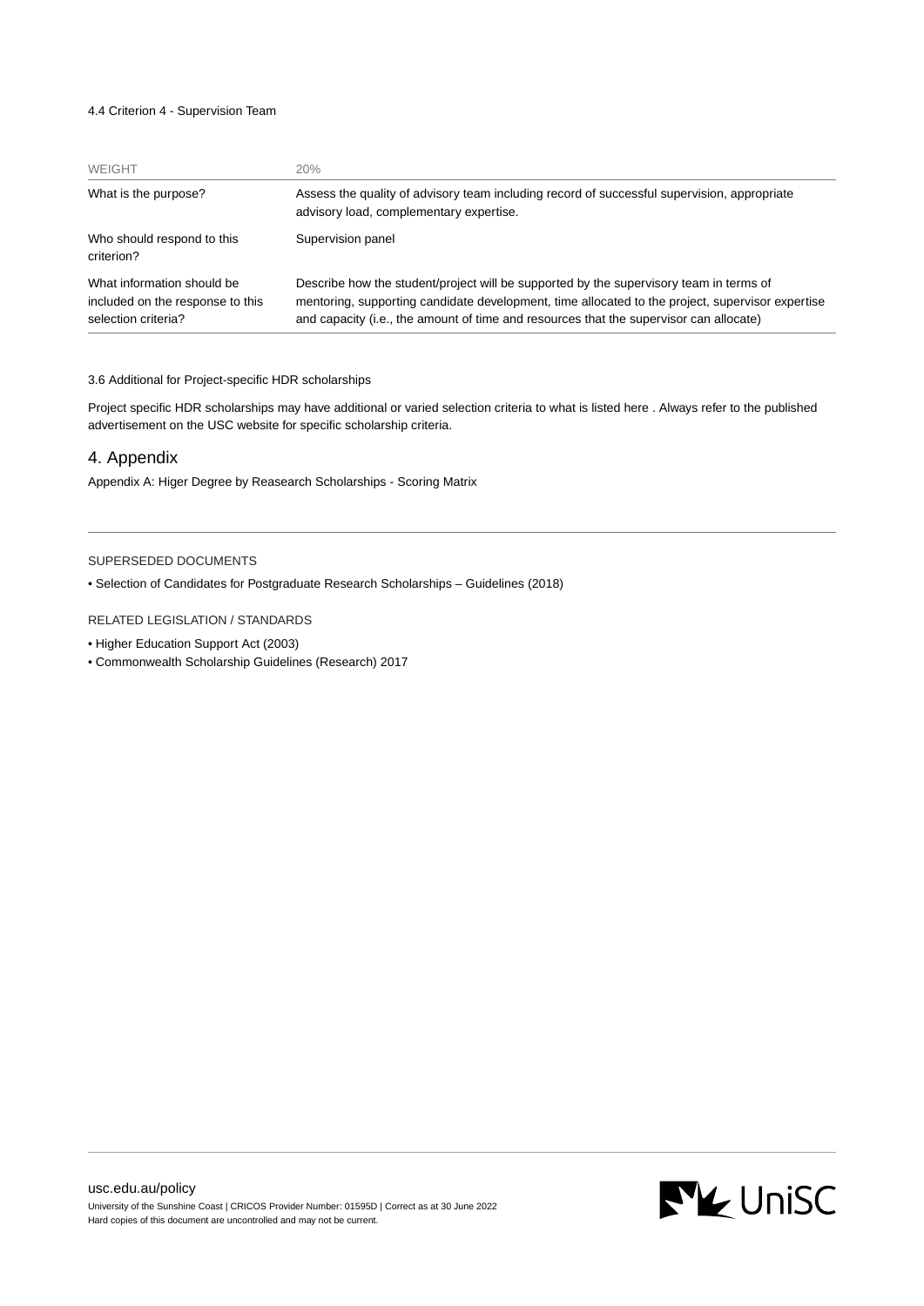#### 4.4 Criterion 4 - Supervision Team

| WEIGHT | 20% |
|---|---|
| What is the purpose? | Assess the quality of advisory team including record of successful supervision, appropriate advisory load, complementary expertise. |
| Who should respond to this criterion? | Supervision panel |
| What information should be included on the response to this selection criteria? | Describe how the student/project will be supported by the supervisory team in terms of mentoring, supporting candidate development, time allocated to the project, supervisor expertise and capacity (i.e., the amount of time and resources that the supervisor can allocate) |

#### 3.6 Additional for Project-specific HDR scholarships

Project specific HDR scholarships may have additional or varied selection criteria to what is listed here . Always refer to the published advertisement on the USC website for specific scholarship criteria.

## 4. Appendix

Appendix A: Higer Degree by Reasearch Scholarships - Scoring Matrix

---

SUPERSEDED DOCUMENTS

- Selection of Candidates for Postgraduate Research Scholarships – Guidelines (2018)

RELATED LEGISLATION / STANDARDS

- Higher Education Support Act (2003)
- Commonwealth Scholarship Guidelines (Research) 2017